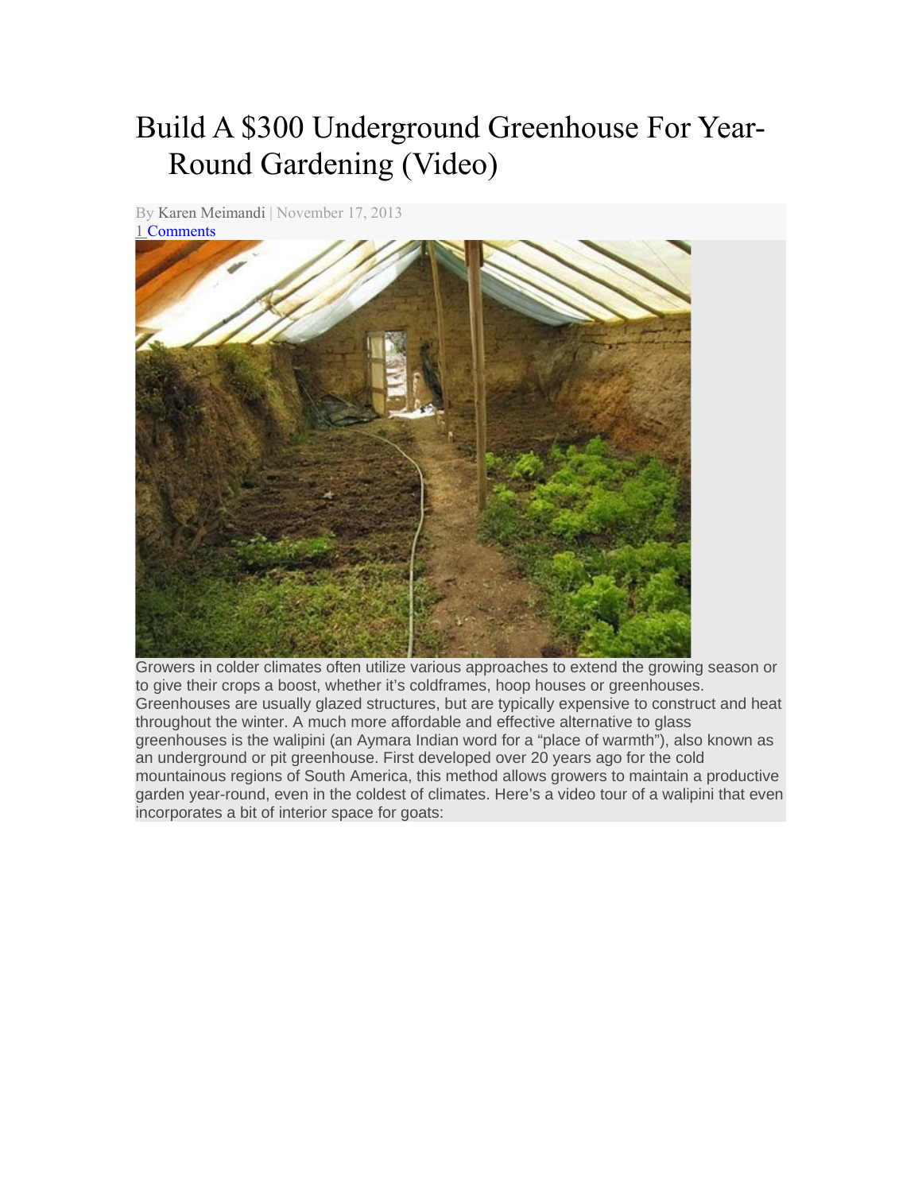# Build A $300 Underground Greenhouse For Year-Round Gardening (Video)

By Karen Meimandi | November 17, 2013

1 Comments

Growers in colder climates often utilize various approaches to extend the growing season or to give their crops a boost, whether it's coldframes, hoop houses or greenhouses. Greenhouses are usually glazed structures, but are typically expensive to construct and heat throughout the winter. A much more affordable and effective alternative to glass greenhouses is the walipini (an Aymara Indian word for a "place of warmth"), also known as an underground or pit greenhouse. First developed over 20 years ago for the cold mountainous regions of South America, this method allows growers to maintain a productive garden year-round, even in the coldest of climates. Here's a video tour of a walipini that even incorporates a bit of interior space for goats: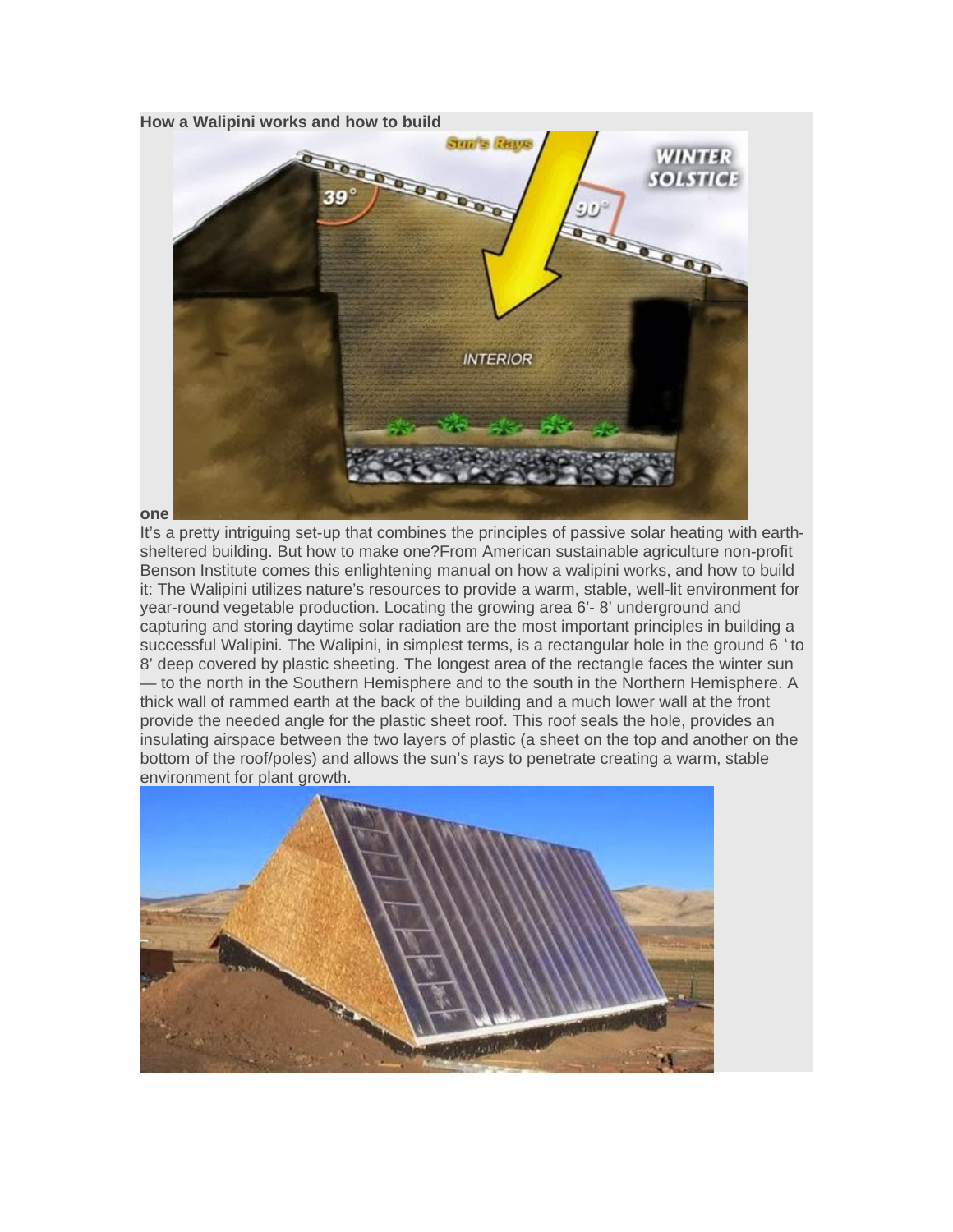**How a Walipini works and how to build one**

It's a pretty intriguing set-up that combines the principles of passive solar heating with earth-sheltered building. But how to make one?From American sustainable agriculture non-profit Benson Institute comes this enlightening manual on how a walipini works, and how to build it: The Walipini utilizes nature's resources to provide a warm, stable, well-lit environment for year-round vegetable production. Locating the growing area 6'- 8' underground and capturing and storing daytime solar radiation are the most important principles in building a successful Walipini. The Walipini, in simplest terms, is a rectangular hole in the ground 6 ' to 8' deep covered by plastic sheeting. The longest area of the rectangle faces the winter sun — to the north in the Southern Hemisphere and to the south in the Northern Hemisphere. A thick wall of rammed earth at the back of the building and a much lower wall at the front provide the needed angle for the plastic sheet roof. This roof seals the hole, provides an insulating airspace between the two layers of plastic (a sheet on the top and another on the bottom of the roof/poles) and allows the sun's rays to penetrate creating a warm, stable environment for plant growth.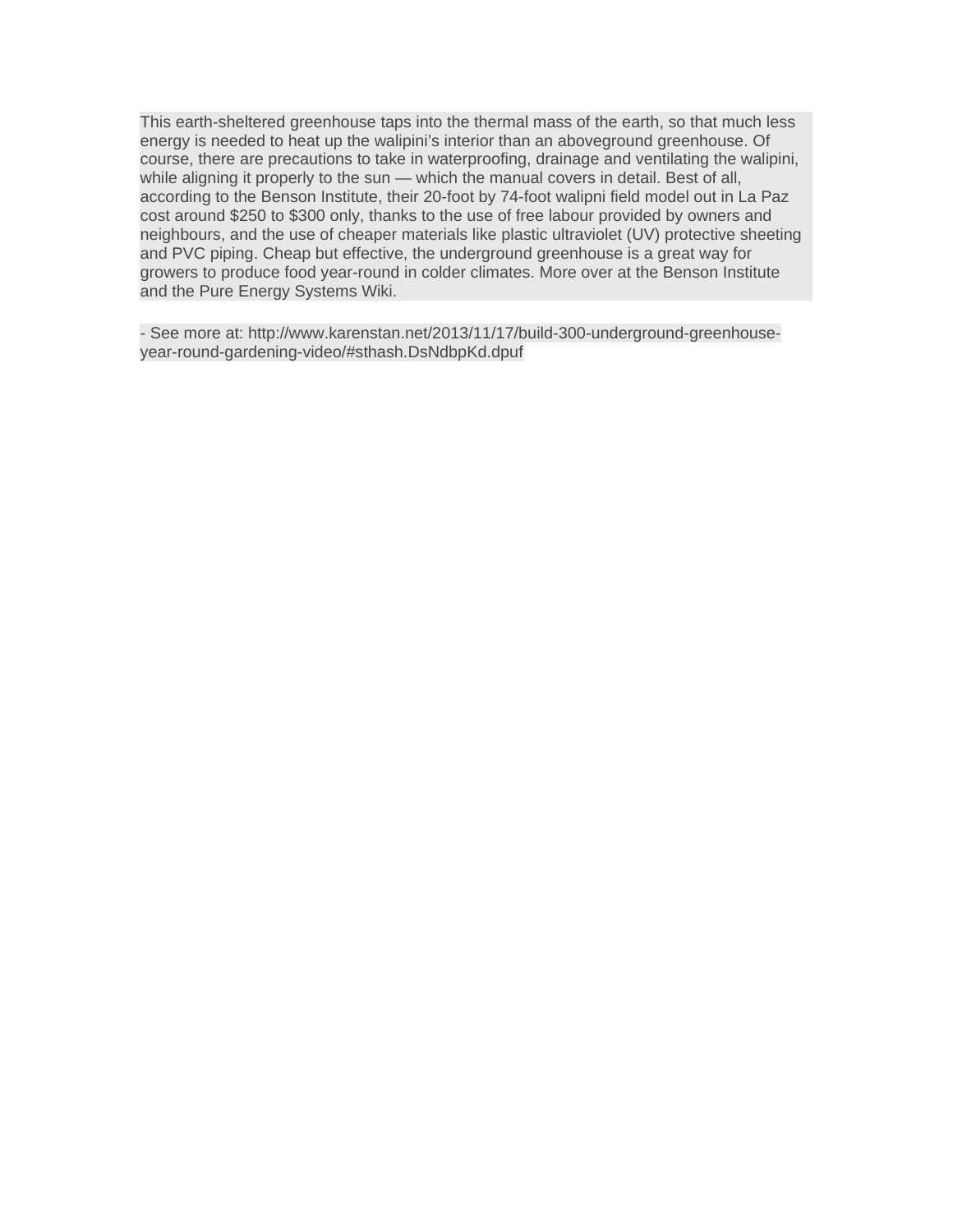This earth-sheltered greenhouse taps into the thermal mass of the earth, so that much less energy is needed to heat up the walipini's interior than an aboveground greenhouse. Of course, there are precautions to take in waterproofing, drainage and ventilating the walipini, while aligning it properly to the sun — which the manual covers in detail. Best of all, according to the Benson Institute, their 20-foot by 74-foot walipni field model out in La Paz cost around $250 to $300 only, thanks to the use of free labour provided by owners and neighbours, and the use of cheaper materials like plastic ultraviolet (UV) protective sheeting and PVC piping. Cheap but effective, the underground greenhouse is a great way for growers to produce food year-round in colder climates. More over at the Benson Institute and the Pure Energy Systems Wiki.

- See more at: http://www.karenstan.net/2013/11/17/build-300-underground-greenhouse-year-round-gardening-video/#sthash.DsNdbpKd.dpuf